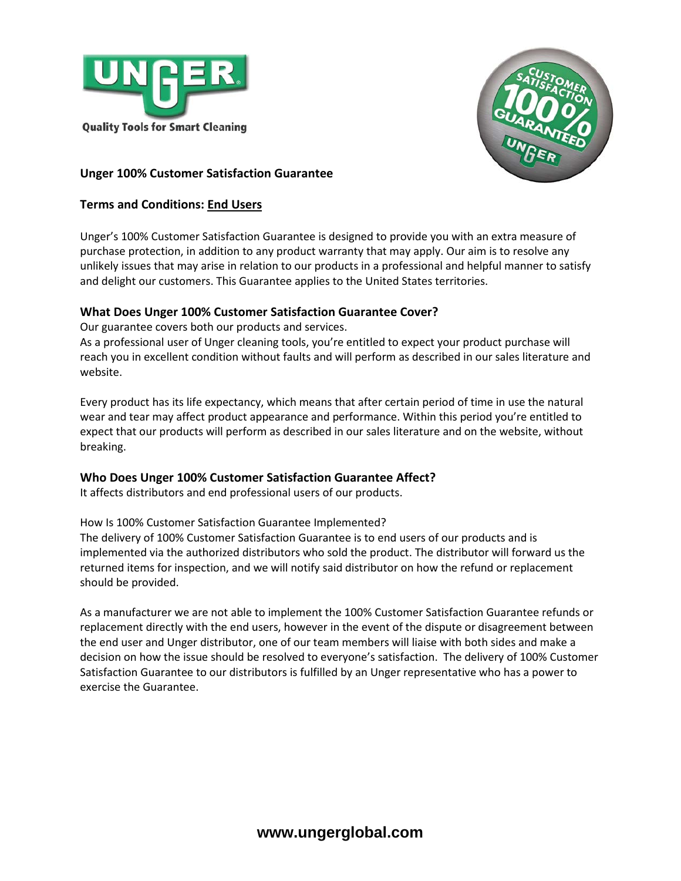Quality Tools for Smart Cleaning

**Unger 100% Customer Satisfaction Guarantee**

**Terms and Conditions: <u>End Users</u>**

Unger's 100% Customer Satisfaction Guarantee is designed to provide you with an extra measure of purchase protection, in addition to any product warranty that may apply. Our aim is to resolve any unlikely issues that may arise in relation to our products in a professional and helpful manner to satisfy and delight our customers. This Guarantee applies to the United States territories.

### What Does Unger 100% Customer Satisfaction Guarantee Cover?

Our guarantee covers both our products and services.
As a professional user of Unger cleaning tools, you're entitled to expect your product purchase will reach you in excellent condition without faults and will perform as described in our sales literature and website.

Every product has its life expectancy, which means that after certain period of time in use the natural wear and tear may affect product appearance and performance. Within this period you're entitled to expect that our products will perform as described in our sales literature and on the website, without breaking.

### Who Does Unger 100% Customer Satisfaction Guarantee Affect?

It affects distributors and end professional users of our products.

How Is 100% Customer Satisfaction Guarantee Implemented?
The delivery of 100% Customer Satisfaction Guarantee is to end users of our products and is implemented via the authorized distributors who sold the product. The distributor will forward us the returned items for inspection, and we will notify said distributor on how the refund or replacement should be provided.

As a manufacturer we are not able to implement the 100% Customer Satisfaction Guarantee refunds or replacement directly with the end users, however in the event of the dispute or disagreement between the end user and Unger distributor, one of our team members will liaise with both sides and make a decision on how the issue should be resolved to everyone's satisfaction. The delivery of 100% Customer Satisfaction Guarantee to our distributors is fulfilled by an Unger representative who has a power to exercise the Guarantee.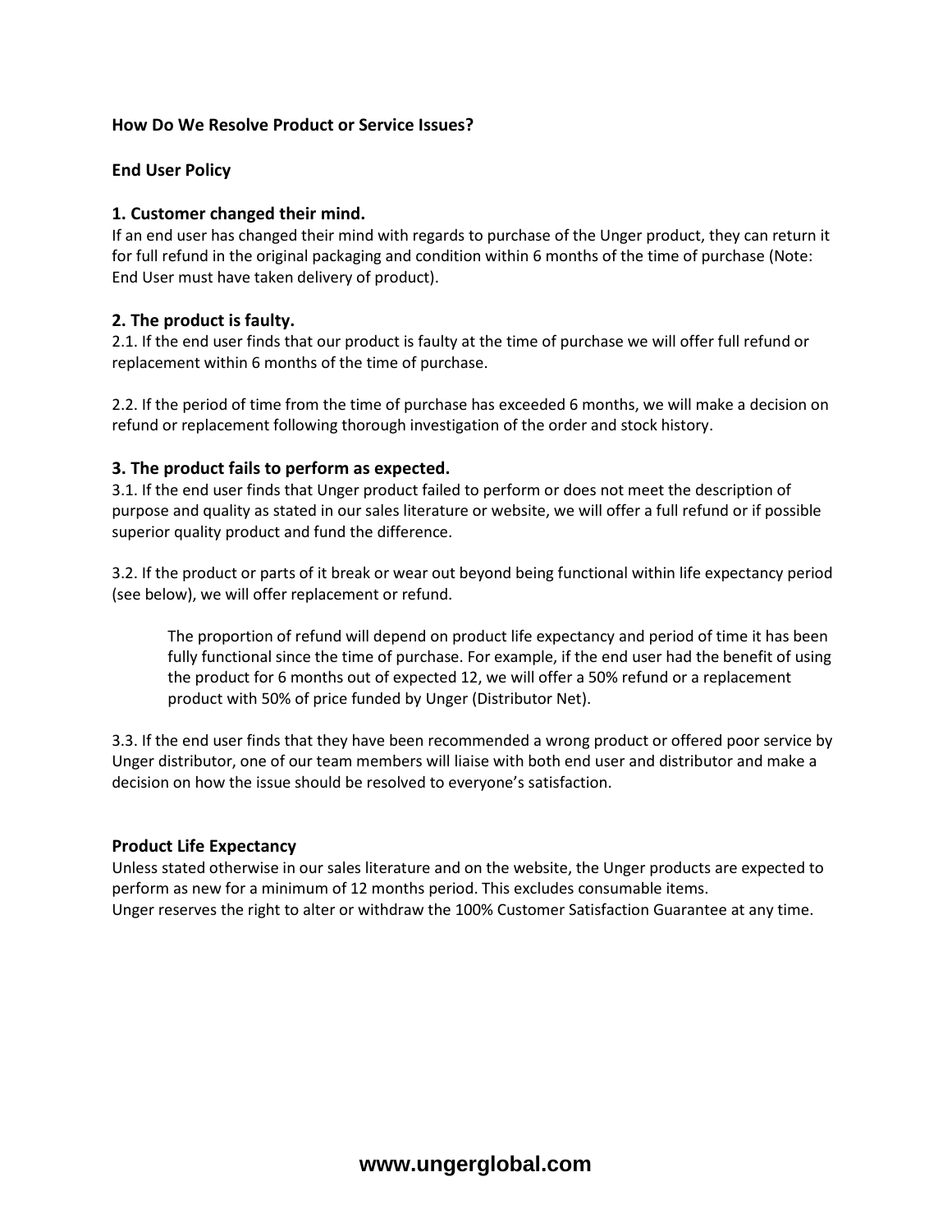**How Do We Resolve Product or Service Issues?**

**End User Policy**

### 1. Customer changed their mind.

If an end user has changed their mind with regards to purchase of the Unger product, they can return it for full refund in the original packaging and condition within 6 months of the time of purchase (Note: End User must have taken delivery of product).

### 2. The product is faulty.

2.1. If the end user finds that our product is faulty at the time of purchase we will offer full refund or replacement within 6 months of the time of purchase.

2.2. If the period of time from the time of purchase has exceeded 6 months, we will make a decision on refund or replacement following thorough investigation of the order and stock history.

### 3. The product fails to perform as expected.

3.1. If the end user finds that Unger product failed to perform or does not meet the description of purpose and quality as stated in our sales literature or website, we will offer a full refund or if possible superior quality product and fund the difference.

3.2. If the product or parts of it break or wear out beyond being functional within life expectancy period (see below), we will offer replacement or refund.

> The proportion of refund will depend on product life expectancy and period of time it has been fully functional since the time of purchase. For example, if the end user had the benefit of using the product for 6 months out of expected 12, we will offer a 50% refund or a replacement product with 50% of price funded by Unger (Distributor Net).

3.3. If the end user finds that they have been recommended a wrong product or offered poor service by Unger distributor, one of our team members will liaise with both end user and distributor and make a decision on how the issue should be resolved to everyone's satisfaction.

**Product Life Expectancy**

Unless stated otherwise in our sales literature and on the website, the Unger products are expected to perform as new for a minimum of 12 months period. This excludes consumable items.
Unger reserves the right to alter or withdraw the 100% Customer Satisfaction Guarantee at any time.

**www.ungerglobal.com**